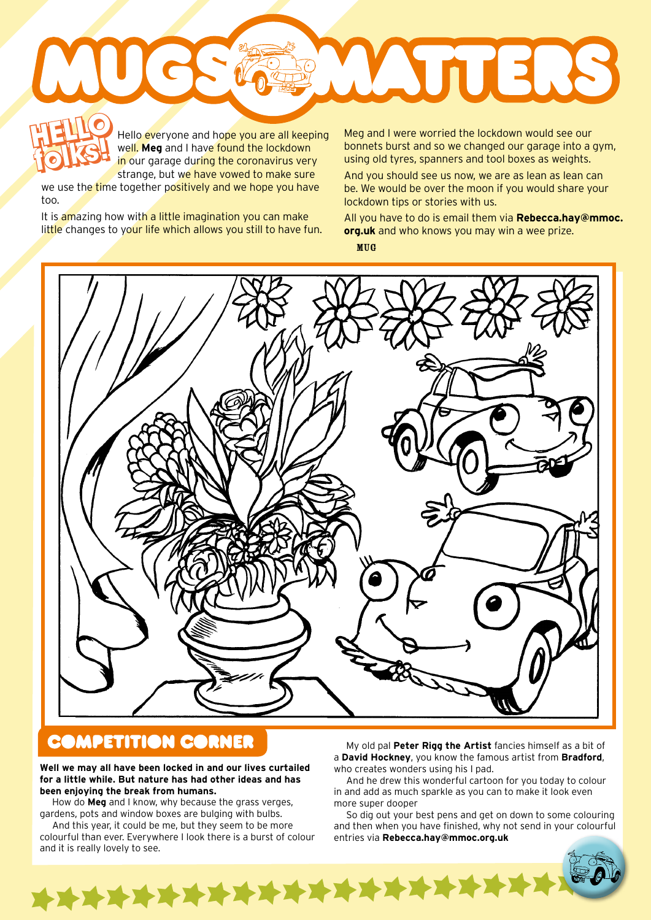# MUGS MATTERS

## HELLO folks!

Hello everyone and hope you are all keeping well. **Meg** and I have found the lockdown in our garage during the coronavirus very strange, but we have vowed to make sure we use the time together positively and we hope you have too.

It is amazing how with a little imagination you can make little changes to your life which allows you still to have fun.

Meg and I were worried the lockdown would see our bonnets burst and so we changed our garage into a gym, using old tyres, spanners and tool boxes as weights.

And you should see us now, we are as lean as lean can be. We would be over the moon if you would share your lockdown tips or stories with us.

All you have to do is email them via **Rebecca.hay@mmoc.org.uk** and who knows you may win a wee prize.

MUG

## COMPETITION CORNER

**Well we may all have been locked in and our lives curtailed for a little while. But nature has had other ideas and has been enjoying the break from humans.**

How do **Meg** and I know, why because the grass verges, gardens, pots and window boxes are bulging with bulbs.

And this year, it could be me, but they seem to be more colourful than ever. Everywhere I look there is a burst of colour and it is really lovely to see.

My old pal **Peter Rigg the Artist** fancies himself as a bit of a **David Hockney**, you know the famous artist from **Bradford**, who creates wonders using his I pad.

And he drew this wonderful cartoon for you today to colour in and add as much sparkle as you can to make it look even more super dooper

So dig out your best pens and get on down to some colouring and then when you have finished, why not send in your colourful entries via **Rebecca.hay@mmoc.org.uk**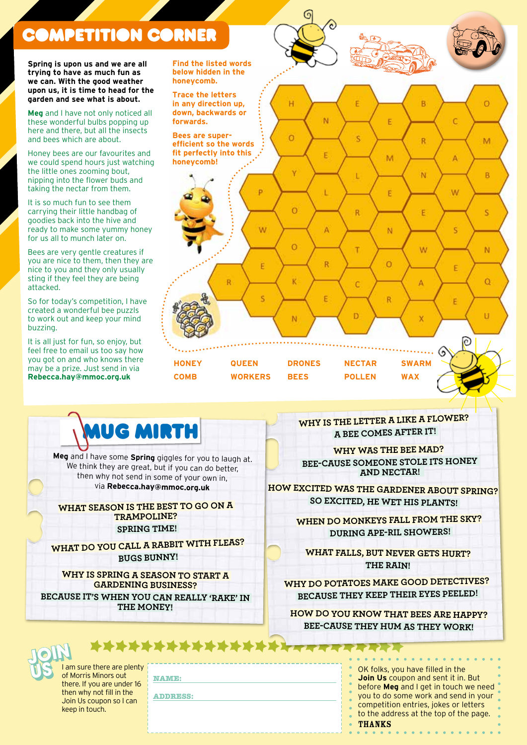# COMPETITION CORNER

**Spring is upon us and we are all trying to have as much fun as we can. With the good weather upon us, it is time to head for the garden and see what is about.**

**Meg** and I have not only noticed all these wonderful bulbs popping up here and there, but all the insects and bees which are about.

Honey bees are our favourites and we could spend hours just watching the little ones zooming bout, nipping into the flower buds and taking the nectar from them.

It is so much fun to see them carrying their little handbag of goodies back into the hive and ready to make some yummy honey for us all to munch later on.

Bees are very gentle creatures if you are nice to them, then they are nice to you and they usually sting if they feel they are being attacked.

So for today's competition, I have created a wonderful bee puzzls to work out and keep your mind buzzing.

It is all just for fun, so enjoy, but feel free to email us too say how you got on and who knows there may be a prize. Just send in via **Rebecca.hay@mmoc.org.uk**

**Find the listed words below hidden in the honeycomb.**

**Trace the letters in any direction up, down, backwards or forwards.**

**Bees are super-efficient so the words fit perfectly into this honeycomb!**

H N E O B C O E R M O S M A N B Y E L E W S P R N W O A L E S R N W O T A S E R O E N E K C A Q S E R R E U N D X

| | | | | |
|---|---|---|---|---|
| HONEY | QUEEN | DRONES | NECTAR | SWARM |
| COMB | WORKERS | BEES | POLLEN | WAX |

# MUG MIRTH

**Meg** and I have some **Spring** giggles for you to laugh at. We think they are great, but if you can do better, then why not send in some of your own in, via **Rebecca.hay@mmoc.org.uk**

WHAT SEASON IS THE BEST TO GO ON A TRAMPOLINE?
SPRING TIME!

WHAT DO YOU CALL A RABBIT WITH FLEAS?
BUGS BUNNY!

WHY IS SPRING A SEASON TO START A GARDENING BUSINESS?
BECAUSE IT'S WHEN YOU CAN REALLY 'RAKE' IN THE MONEY!

WHY IS THE LETTER A LIKE A FLOWER?
A BEE COMES AFTER IT!

WHY WAS THE BEE MAD?
BEE-CAUSE SOMEONE STOLE ITS HONEY AND NECTAR!

HOW EXCITED WAS THE GARDENER ABOUT SPRING?
SO EXCITED, HE WET HIS PLANTS!

WHEN DO MONKEYS FALL FROM THE SKY?
DURING APE-RIL SHOWERS!

WHAT FALLS, BUT NEVER GETS HURT?
THE RAIN!

WHY DO POTATOES MAKE GOOD DETECTIVES?
BECAUSE THEY KEEP THEIR EYES PEELED!

HOW DO YOU KNOW THAT BEES ARE HAPPY?
BEE-CAUSE THEY HUM AS THEY WORK!

## JOIN US

I am sure there are plenty of Morris Minors out there. If you are under 16 then why not fill in the Join Us coupon so I can keep in touch.

NAME:

ADDRESS:

OK folks, you have filled in the **Join Us** coupon and sent it in. But before **Meg** and I get in touch we need you to do some work and send in your competition entries, jokes or letters to the address at the top of the page.

**THANKS**